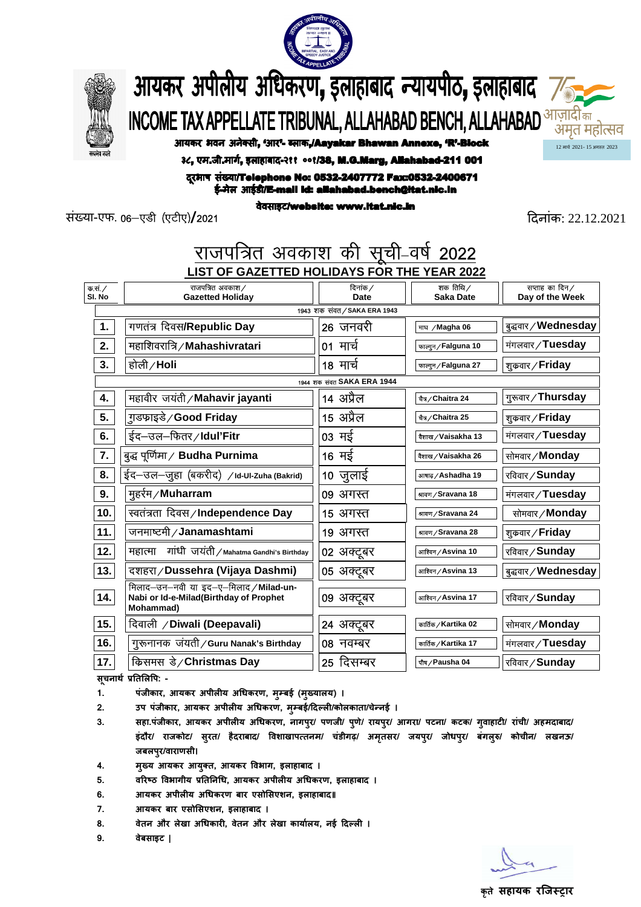# आयकर अपीलीय अधिकरण, इलाहाबाद न्यायपीठ, इलाहाबाद

# INCOME TAX APPELLATE TRIBUNAL, ALLAHABAD BENCH, ALLAHABAD

आज़ादी का अमृत महोत्सव
12 मार्च 2021- 15 अगस्त 2023

**आयकर भवन अनेक्सी, 'आर'- ब्लाक,/Aayakar Bhawan Annexe, 'R'-Block**

**३८, एम.जी.मार्ग, इलाहाबाद-२११ ००१/38, M.G.Marg, Allahabad-211 001**

**दूरभाष संख्या/Telephone No: 0532-2407772 Fax:0532-2400671**

**ई-मेल आईडी/E-mail Id: allahabad.bench@itat.nic.in**

**वेबसाइट/website: www.itat.nic.in**

संख्या-एफ. 06–एडी (एटीए)/2021

दिनांक: 22.12.2021

## राजपत्रित अवकाश की सूची–वर्ष 2022

## LIST OF GAZETTED HOLIDAYS FOR THE YEAR 2022

| क्र.सं./ Sl. No | राजपत्रित अवकाश/ Gazetted Holiday | दिनांक/ Date | शक तिथि/ Saka Date | सप्ताह का दिन/ Day of the Week |
|---|---|---|---|---|
| | 1943 शक संवत/SAKA ERA 1943 | | | |
| 1. | गणतंत्र दिवस/Republic Day | 26 जनवरी | माघ /Magha 06 | बुद्धवार/Wednesday |
| 2. | महाशिवरात्रि/Mahashivratari | 01 मार्च | फाल्गुन/Falguna 10 | मंगलवार/Tuesday |
| 3. | होली/Holi | 18 मार्च | फाल्गुन/Falguna 27 | शुक्रवार/Friday |
| | 1944 शक संवत SAKA ERA 1944 | | | |
| 4. | महावीर जयंती/Mahavir jayanti | 14 अप्रैल | चैत्र/Chaitra 24 | गुरूवार/Thursday |
| 5. | गुडफ्राइडे/Good Friday | 15 अप्रैल | चैत्र/Chaitra 25 | शुक्रवार/Friday |
| 6. | ईद–उल–फितर/Idul'Fitr | 03 मई | वैशाख/Vaisakha 13 | मंगलवार/Tuesday |
| 7. | बुद्ध पूर्णिमा/ Budha Purnima | 16 मई | वैशाख/Vaisakha 26 | सोमवार/Monday |
| 8. | ईद–उल–जुहा (बकरीद) /Id-Ul-Zuha (Bakrid) | 10 जुलाई | आषाढ/Ashadha 19 | रविवार/Sunday |
| 9. | मुहर्रम/Muharram | 09 अगस्त | श्रावण/Sravana 18 | मंगलवार/Tuesday |
| 10. | स्वतंत्रता दिवस/Independence Day | 15 अगस्त | श्रावण/Sravana 24 | सोमवार/Monday |
| 11. | जनमाष्टमी/Janamashtami | 19 अगस्त | श्रावण/Sravana 28 | शुक्रवार/Friday |
| 12. | महात्मा गांधी जयंती/Mahatma Gandhi's Birthday | 02 अक्टूबर | आश्विन/Asvina 10 | रविवार/Sunday |
| 13. | दशहरा/Dussehra (Vijaya Dashmi) | 05 अक्टूबर | आश्विन/Asvina 13 | बुद्धवार/Wednesday |
| 14. | मिलाद–उन–नवी या इद–ए–मिलाद/Milad-un-Nabi or Id-e-Milad(Birthday of Prophet Mohammad) | 09 अक्टूबर | आश्विन/Asvina 17 | रविवार/Sunday |
| 15. | दिवाली /Diwali (Deepavali) | 24 अक्टूबर | कार्तिक/Kartika 02 | सोमवार/Monday |
| 16. | गुरूनानक जंयती/Guru Nanak's Birthday | 08 नवम्बर | कार्तिक/Kartika 17 | मंगलवार/Tuesday |
| 17. | क्रिसमस डे/Christmas Day | 25 दिसम्बर | पौष/Pausha 04 | रविवार/Sunday |

**सूचनार्थ प्रतिलिपि: -**

1. पंजीकार, आयकर अपीलीय अधिकरण, मुम्बई (मुख्यालय) ।
2. उप पंजीकार, आयकर अपीलीय अधिकरण, मुम्बई/दिल्ली/कोलकाता/चेन्नई ।
3. सहा.पंजीकार, आयकर अपीलीय अधिकरण, नागपुर/ पणजी/ पुणे/ रायपुर/ आगरा/ पटना/ कटक/ गुवाहाटी/ रांची/ अहमदाबाद/ इंदौर/ राजकोट/ सुरत/ हैदराबाद/ विशाखापत्तनम/ चंडीगढ़/ अमृतसर/ जयपुर/ जोधपुर/ बंगलुरु/ कोचीन/ लखनऊ/ जबलपुर/वाराणसी।
4. मुख्य आयकर आयुक्त, आयकर विभाग, इलाहाबाद ।
5. वरिष्ठ विभागीय प्रतिनिधि, आयकर अपीलीय अधिकरण, इलाहाबाद ।
6. आयकर अपीलीय अधिकरण बार एसोसिएशन, इलाहाबाद॥
7. आयकर बार एसोसिएशन, इलाहाबाद ।
8. वेतन और लेखा अधिकारी, वेतन और लेखा कार्यालय, नई दिल्ली ।
9. वेबसाइट |

**कृते सहायक रजिस्ट्रार**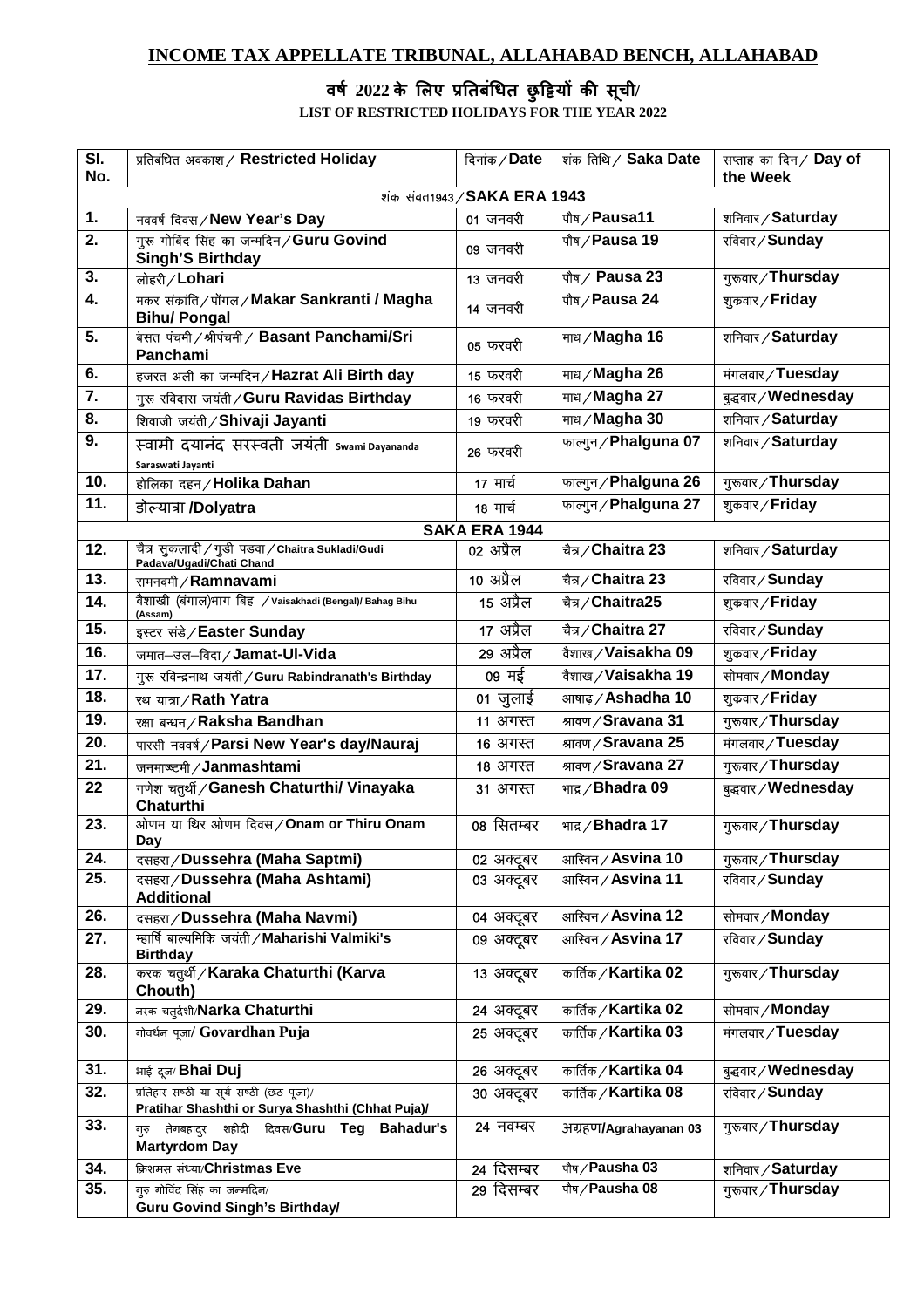## INCOME TAX APPELLATE TRIBUNAL, ALLAHABAD BENCH, ALLAHABAD

### वर्ष 2022 के लिए प्रतिबंधित छुट्टियों की सूची/

**LIST OF RESTRICTED HOLIDAYS FOR THE YEAR 2022**

| Sl. No. | प्रतिबंधित अवकाश / Restricted Holiday | दिनांक / Date | शंक तिथि / Saka Date | सप्ताह का दिन / Day of the Week |
|---|---|---|---|---|
| | | शंक संवत1943 / SAKA ERA 1943 | | |
| 1. | नववर्ष दिवस / New Year's Day | 01 जनवरी | पौष / Pausa11 | शनिवार / Saturday |
| 2. | गुरू गोबिंद सिंह का जन्मदिन / Guru Govind Singh'S Birthday | 09 जनवरी | पौष / Pausa 19 | रविवार / Sunday |
| 3. | लोहरी / Lohari | 13 जनवरी | पौष / Pausa 23 | गुरूवार / Thursday |
| 4. | मकर संक्रांति / पोंगल / Makar Sankranti / Magha Bihu/ Pongal | 14 जनवरी | पौष / Pausa 24 | शुक्रवार / Friday |
| 5. | बंसत पंचमी / श्रीपंचमी / Basant Panchami/Sri Panchami | 05 फरवरी | माघ / Magha 16 | शनिवार / Saturday |
| 6. | हजरत अली का जन्मदिन / Hazrat Ali Birth day | 15 फरवरी | माघ / Magha 26 | मंगलवार / Tuesday |
| 7. | गुरू रविदास जयंती / Guru Ravidas Birthday | 16 फरवरी | माघ / Magha 27 | बुद्धवार / Wednesday |
| 8. | शिवाजी जयंती / Shivaji Jayanti | 19 फरवरी | माघ / Magha 30 | शनिवार / Saturday |
| 9. | स्वामी दयानंद सरस्वती जयंती Swami Dayananda Saraswati Jayanti | 26 फरवरी | फाल्गुन / Phalguna 07 | शनिवार / Saturday |
| 10. | होलिका दहन / Holika Dahan | 17 मार्च | फाल्गुन / Phalguna 26 | गुरूवार / Thursday |
| 11. | डोल्यात्रा /Dolyatra | 18 मार्च | फाल्गुन / Phalguna 27 | शुक्रवार / Friday |
| | | SAKA ERA 1944 | | |
| 12. | चैत्र सुकलादी / गुडी पडवा / Chaitra Sukladi/Gudi Padava/Ugadi/Chati Chand | 02 अप्रैल | चैत्र / Chaitra 23 | शनिवार / Saturday |
| 13. | रामनवमी / Ramnavami | 10 अप्रैल | चैत्र / Chaitra 23 | रविवार / Sunday |
| 14. | वैशाखी (बंगाल)भाग बिह / Vaisakhadi (Bengal)/ Bahag Bihu (Assam) | 15 अप्रैल | चैत्र / Chaitra25 | शुक्रवार / Friday |
| 15. | इस्टर संडे / Easter Sunday | 17 अप्रैल | चैत्र / Chaitra 27 | रविवार / Sunday |
| 16. | जमात–उल–विदा / Jamat-Ul-Vida | 29 अप्रैल | वैशाख / Vaisakha 09 | शुक्रवार / Friday |
| 17. | गुरू रविन्द्रनाथ जयंती / Guru Rabindranath's Birthday | 09 मई | वैशाख / Vaisakha 19 | सोमवार / Monday |
| 18. | रथ यात्रा / Rath Yatra | 01 जुलाई | आषाढ़ / Ashadha 10 | शुक्रवार / Friday |
| 19. | रक्षा बन्धन / Raksha Bandhan | 11 अगस्त | श्रावण / Sravana 31 | गुरूवार / Thursday |
| 20. | पारसी नववर्ष / Parsi New Year's day/Nauraj | 16 अगस्त | श्रावण / Sravana 25 | मंगलवार / Tuesday |
| 21. | जनमाष्टमी / Janmashtami | 18 अगस्त | श्रावण / Sravana 27 | गुरूवार / Thursday |
| 22 | गणेश चतुर्थी / Ganesh Chaturthi/ Vinayaka Chaturthi | 31 अगस्त | भाद्र / Bhadra 09 | बुद्धवार / Wednesday |
| 23. | ओणम या थिर ओणम दिवस / Onam or Thiru Onam Day | 08 सितम्बर | भाद्र / Bhadra 17 | गुरूवार / Thursday |
| 24. | दसहरा / Dussehra (Maha Saptmi) | 02 अक्टूबर | आस्विन / Asvina 10 | गुरूवार / Thursday |
| 25. | दसहरा / Dussehra (Maha Ashtami) Additional | 03 अक्टूबर | आस्विन / Asvina 11 | रविवार / Sunday |
| 26. | दसहरा / Dussehra (Maha Navmi) | 04 अक्टूबर | आस्विन / Asvina 12 | सोमवार / Monday |
| 27. | म्हार्षि बाल्यमिकि जयंती / Maharishi Valmiki's Birthday | 09 अक्टूबर | आस्विन / Asvina 17 | रविवार / Sunday |
| 28. | करक चतुर्थी / Karaka Chaturthi (Karva Chouth) | 13 अक्टूबर | कार्तिक / Kartika 02 | गुरूवार / Thursday |
| 29. | नरक चतुर्दशी/Narka Chaturthi | 24 अक्टूबर | कार्तिक / Kartika 02 | सोमवार / Monday |
| 30. | गोवर्धन पूजा/ Govardhan Puja | 25 अक्टूबर | कार्तिक / Kartika 03 | मंगलवार / Tuesday |
| 31. | भाई दूज/ Bhai Duj | 26 अक्टूबर | कार्तिक / Kartika 04 | बुद्धवार / Wednesday |
| 32. | प्रतिहार सष्ठी या सूर्य सष्ठी (छठ पूजा)/ Pratihar Shashthi or Surya Shashthi (Chhat Puja)/ | 30 अक्टूबर | कार्तिक / Kartika 08 | रविवार / Sunday |
| 33. | गुरु तेगबहादुर शहीदी दिवस/Guru Teg Bahadur's Martyrdom Day | 24 नवम्बर | अग्रहण/Agrahayanan 03 | गुरूवार / Thursday |
| 34. | क्रिशमस संध्या/Christmas Eve | 24 दिसम्बर | पौष / Pausha 03 | शनिवार / Saturday |
| 35. | गुरु गोविंद सिंह का जन्मदिन/ Guru Govind Singh's Birthday/ | 29 दिसम्बर | पौष / Pausha 08 | गुरूवार / Thursday |